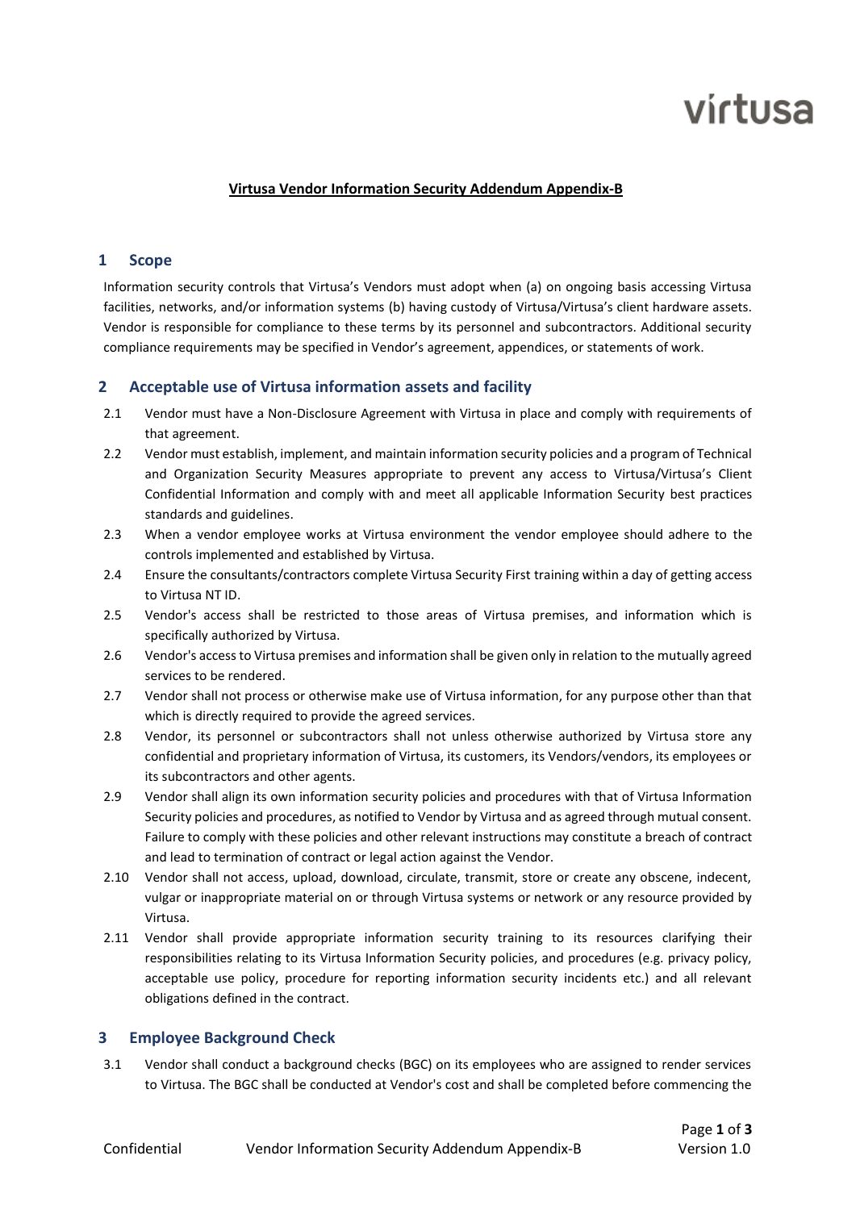virtusa

**Virtusa Vendor Information Security Addendum Appendix-B**

## 1 Scope

Information security controls that Virtusa's Vendors must adopt when (a) on ongoing basis accessing Virtusa facilities, networks, and/or information systems (b) having custody of Virtusa/Virtusa's client hardware assets. Vendor is responsible for compliance to these terms by its personnel and subcontractors. Additional security compliance requirements may be specified in Vendor's agreement, appendices, or statements of work.

## 2 Acceptable use of Virtusa information assets and facility

2.1 Vendor must have a Non-Disclosure Agreement with Virtusa in place and comply with requirements of that agreement.

2.2 Vendor must establish, implement, and maintain information security policies and a program of Technical and Organization Security Measures appropriate to prevent any access to Virtusa/Virtusa's Client Confidential Information and comply with and meet all applicable Information Security best practices standards and guidelines.

2.3 When a vendor employee works at Virtusa environment the vendor employee should adhere to the controls implemented and established by Virtusa.

2.4 Ensure the consultants/contractors complete Virtusa Security First training within a day of getting access to Virtusa NT ID.

2.5 Vendor's access shall be restricted to those areas of Virtusa premises, and information which is specifically authorized by Virtusa.

2.6 Vendor's access to Virtusa premises and information shall be given only in relation to the mutually agreed services to be rendered.

2.7 Vendor shall not process or otherwise make use of Virtusa information, for any purpose other than that which is directly required to provide the agreed services.

2.8 Vendor, its personnel or subcontractors shall not unless otherwise authorized by Virtusa store any confidential and proprietary information of Virtusa, its customers, its Vendors/vendors, its employees or its subcontractors and other agents.

2.9 Vendor shall align its own information security policies and procedures with that of Virtusa Information Security policies and procedures, as notified to Vendor by Virtusa and as agreed through mutual consent. Failure to comply with these policies and other relevant instructions may constitute a breach of contract and lead to termination of contract or legal action against the Vendor.

2.10 Vendor shall not access, upload, download, circulate, transmit, store or create any obscene, indecent, vulgar or inappropriate material on or through Virtusa systems or network or any resource provided by Virtusa.

2.11 Vendor shall provide appropriate information security training to its resources clarifying their responsibilities relating to its Virtusa Information Security policies, and procedures (e.g. privacy policy, acceptable use policy, procedure for reporting information security incidents etc.) and all relevant obligations defined in the contract.

## 3 Employee Background Check

3.1 Vendor shall conduct a background checks (BGC) on its employees who are assigned to render services to Virtusa. The BGC shall be conducted at Vendor's cost and shall be completed before commencing the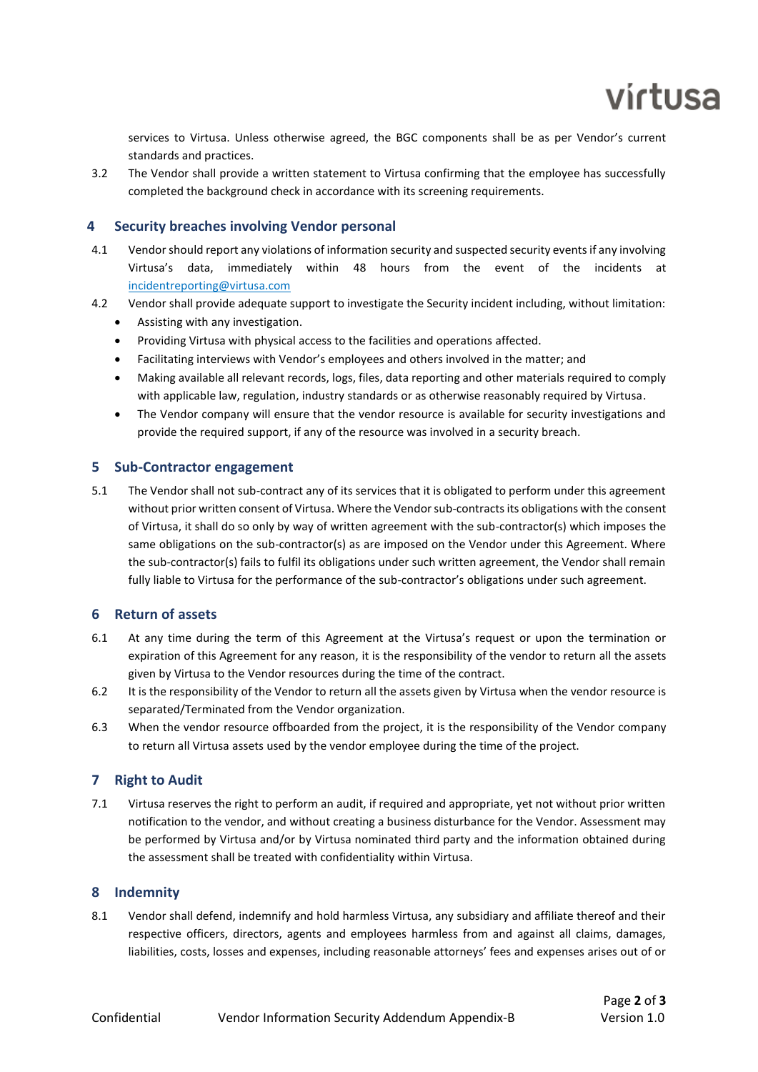services to Virtusa. Unless otherwise agreed, the BGC components shall be as per Vendor's current standards and practices.

3.2 The Vendor shall provide a written statement to Virtusa confirming that the employee has successfully completed the background check in accordance with its screening requirements.

## 4 Security breaches involving Vendor personal

4.1 Vendor should report any violations of information security and suspected security events if any involving Virtusa's data, immediately within 48 hours from the event of the incidents at incidentreporting@virtusa.com

4.2 Vendor shall provide adequate support to investigate the Security incident including, without limitation:

- Assisting with any investigation.
- Providing Virtusa with physical access to the facilities and operations affected.
- Facilitating interviews with Vendor's employees and others involved in the matter; and
- Making available all relevant records, logs, files, data reporting and other materials required to comply with applicable law, regulation, industry standards or as otherwise reasonably required by Virtusa.
- The Vendor company will ensure that the vendor resource is available for security investigations and provide the required support, if any of the resource was involved in a security breach.

## 5 Sub-Contractor engagement

5.1 The Vendor shall not sub-contract any of its services that it is obligated to perform under this agreement without prior written consent of Virtusa. Where the Vendor sub-contracts its obligations with the consent of Virtusa, it shall do so only by way of written agreement with the sub-contractor(s) which imposes the same obligations on the sub-contractor(s) as are imposed on the Vendor under this Agreement. Where the sub-contractor(s) fails to fulfil its obligations under such written agreement, the Vendor shall remain fully liable to Virtusa for the performance of the sub-contractor's obligations under such agreement.

## 6 Return of assets

6.1 At any time during the term of this Agreement at the Virtusa's request or upon the termination or expiration of this Agreement for any reason, it is the responsibility of the vendor to return all the assets given by Virtusa to the Vendor resources during the time of the contract.

6.2 It is the responsibility of the Vendor to return all the assets given by Virtusa when the vendor resource is separated/Terminated from the Vendor organization.

6.3 When the vendor resource offboarded from the project, it is the responsibility of the Vendor company to return all Virtusa assets used by the vendor employee during the time of the project.

## 7 Right to Audit

7.1 Virtusa reserves the right to perform an audit, if required and appropriate, yet not without prior written notification to the vendor, and without creating a business disturbance for the Vendor. Assessment may be performed by Virtusa and/or by Virtusa nominated third party and the information obtained during the assessment shall be treated with confidentiality within Virtusa.

## 8 Indemnity

8.1 Vendor shall defend, indemnify and hold harmless Virtusa, any subsidiary and affiliate thereof and their respective officers, directors, agents and employees harmless from and against all claims, damages, liabilities, costs, losses and expenses, including reasonable attorneys' fees and expenses arises out of or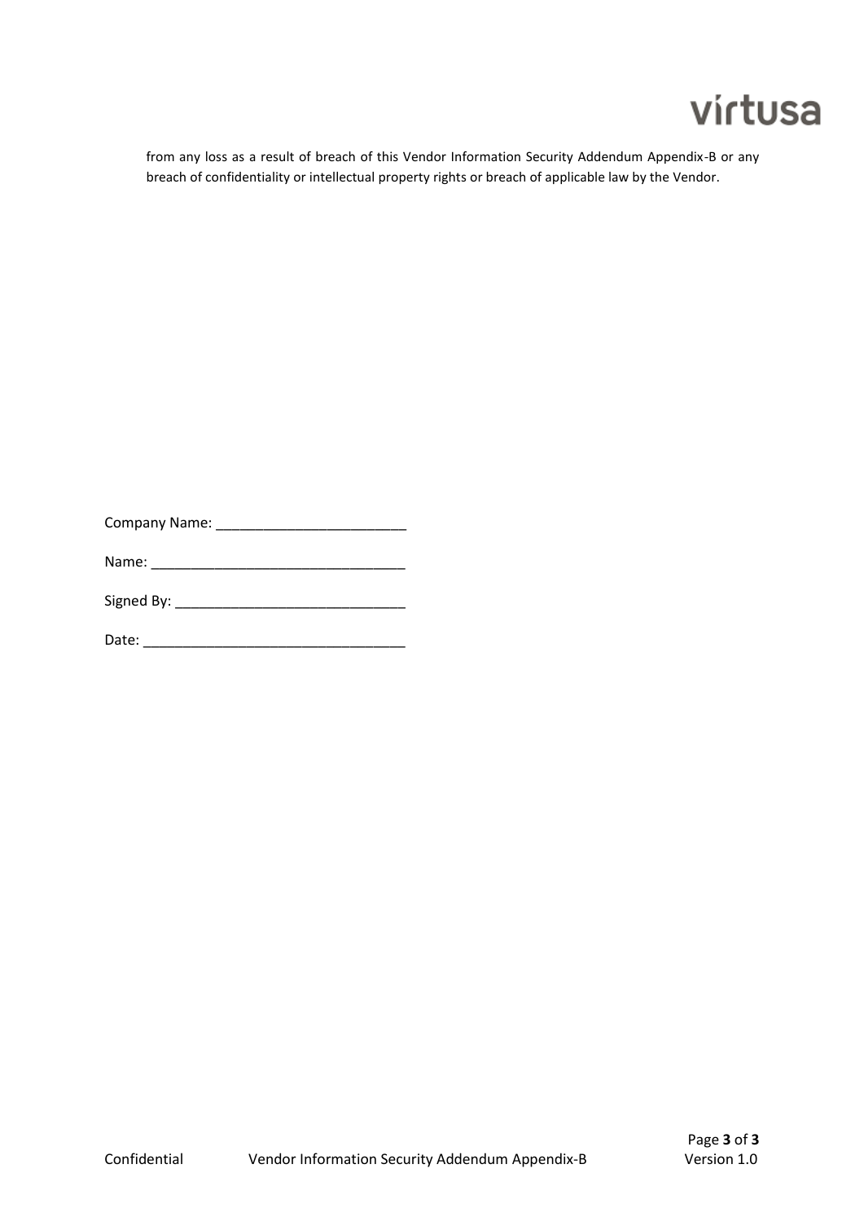from any loss as a result of breach of this Vendor Information Security Addendum Appendix-B or any breach of confidentiality or intellectual property rights or breach of applicable law by the Vendor.

Company Name: ________________________

Name: ________________________________

Signed By: _____________________________

Date: _________________________________